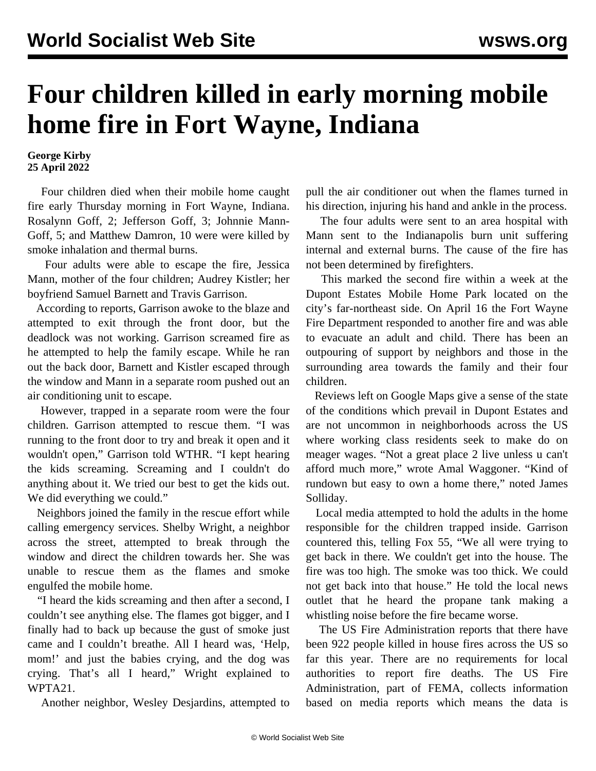# Four children killed in early morning mobile home fire in Fort Wayne, Indiana

**George Kirby**
**25 April 2022**

Four children died when their mobile home caught fire early Thursday morning in Fort Wayne, Indiana. Rosalynn Goff, 2; Jefferson Goff, 3; Johnnie Mann-Goff, 5; and Matthew Damron, 10 were were killed by smoke inhalation and thermal burns.

Four adults were able to escape the fire, Jessica Mann, mother of the four children; Audrey Kistler; her boyfriend Samuel Barnett and Travis Garrison.

According to reports, Garrison awoke to the blaze and attempted to exit through the front door, but the deadlock was not working. Garrison screamed fire as he attempted to help the family escape. While he ran out the back door, Barnett and Kistler escaped through the window and Mann in a separate room pushed out an air conditioning unit to escape.

However, trapped in a separate room were the four children. Garrison attempted to rescue them. "I was running to the front door to try and break it open and it wouldn't open," Garrison told WTHR. "I kept hearing the kids screaming. Screaming and I couldn't do anything about it. We tried our best to get the kids out. We did everything we could."

Neighbors joined the family in the rescue effort while calling emergency services. Shelby Wright, a neighbor across the street, attempted to break through the window and direct the children towards her. She was unable to rescue them as the flames and smoke engulfed the mobile home.

"I heard the kids screaming and then after a second, I couldn't see anything else. The flames got bigger, and I finally had to back up because the gust of smoke just came and I couldn't breathe. All I heard was, 'Help, mom!' and just the babies crying, and the dog was crying. That's all I heard," Wright explained to WPTA21.

Another neighbor, Wesley Desjardins, attempted to pull the air conditioner out when the flames turned in his direction, injuring his hand and ankle in the process.

The four adults were sent to an area hospital with Mann sent to the Indianapolis burn unit suffering internal and external burns. The cause of the fire has not been determined by firefighters.

This marked the second fire within a week at the Dupont Estates Mobile Home Park located on the city's far-northeast side. On April 16 the Fort Wayne Fire Department responded to another fire and was able to evacuate an adult and child. There has been an outpouring of support by neighbors and those in the surrounding area towards the family and their four children.

Reviews left on Google Maps give a sense of the state of the conditions which prevail in Dupont Estates and are not uncommon in neighborhoods across the US where working class residents seek to make do on meager wages. "Not a great place 2 live unless u can't afford much more," wrote Amal Waggoner. "Kind of rundown but easy to own a home there," noted James Solliday.

Local media attempted to hold the adults in the home responsible for the children trapped inside. Garrison countered this, telling Fox 55, "We all were trying to get back in there. We couldn't get into the house. The fire was too high. The smoke was too thick. We could not get back into that house." He told the local news outlet that he heard the propane tank making a whistling noise before the fire became worse.

The US Fire Administration reports that there have been 922 people killed in house fires across the US so far this year. There are no requirements for local authorities to report fire deaths. The US Fire Administration, part of FEMA, collects information based on media reports which means the data is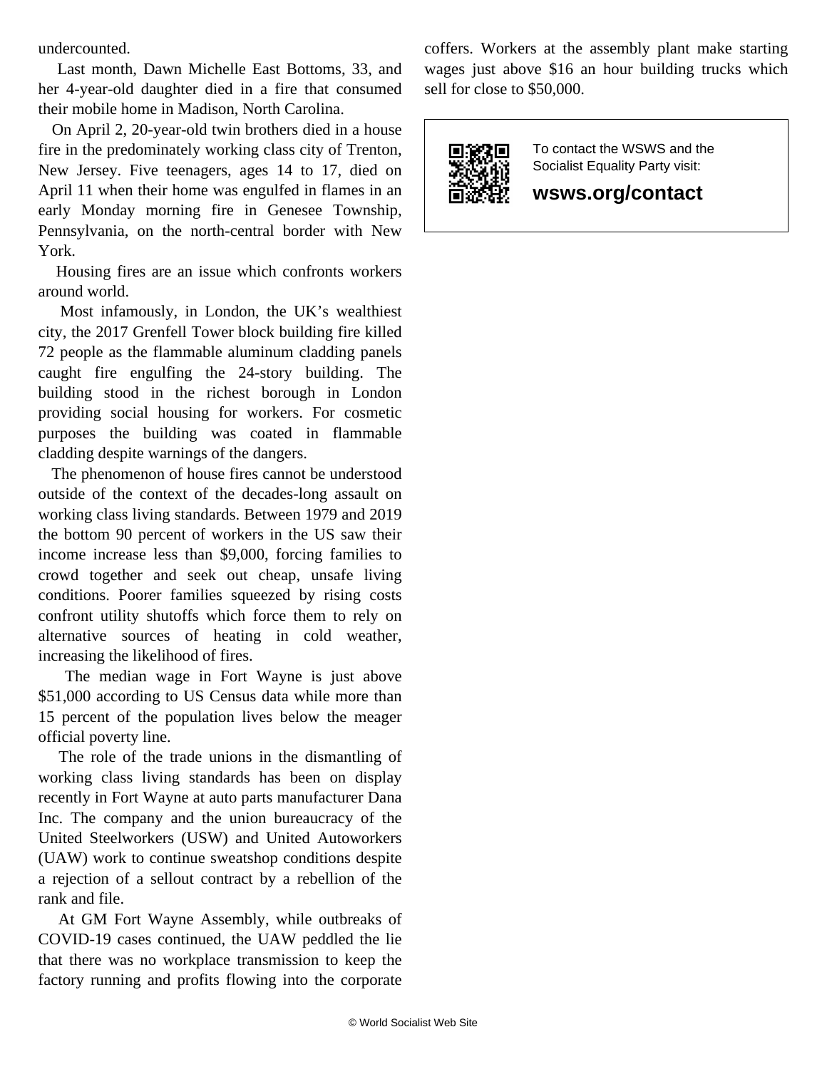undercounted.

Last month, Dawn Michelle East Bottoms, 33, and her 4-year-old daughter died in a fire that consumed their mobile home in Madison, North Carolina.

On April 2, 20-year-old twin brothers died in a house fire in the predominately working class city of Trenton, New Jersey. Five teenagers, ages 14 to 17, died on April 11 when their home was engulfed in flames in an early Monday morning fire in Genesee Township, Pennsylvania, on the north-central border with New York.

Housing fires are an issue which confronts workers around world.

Most infamously, in London, the UK's wealthiest city, the 2017 Grenfell Tower block building fire killed 72 people as the flammable aluminum cladding panels caught fire engulfing the 24-story building. The building stood in the richest borough in London providing social housing for workers. For cosmetic purposes the building was coated in flammable cladding despite warnings of the dangers.

The phenomenon of house fires cannot be understood outside of the context of the decades-long assault on working class living standards. Between 1979 and 2019 the bottom 90 percent of workers in the US saw their income increase less than $9,000, forcing families to crowd together and seek out cheap, unsafe living conditions. Poorer families squeezed by rising costs confront utility shutoffs which force them to rely on alternative sources of heating in cold weather, increasing the likelihood of fires.

The median wage in Fort Wayne is just above $51,000 according to US Census data while more than 15 percent of the population lives below the meager official poverty line.

The role of the trade unions in the dismantling of working class living standards has been on display recently in Fort Wayne at auto parts manufacturer Dana Inc. The company and the union bureaucracy of the United Steelworkers (USW) and United Autoworkers (UAW) work to continue sweatshop conditions despite a rejection of a sellout contract by a rebellion of the rank and file.

At GM Fort Wayne Assembly, while outbreaks of COVID-19 cases continued, the UAW peddled the lie that there was no workplace transmission to keep the factory running and profits flowing into the corporate coffers. Workers at the assembly plant make starting wages just above $16 an hour building trucks which sell for close to $50,000.

To contact the WSWS and the Socialist Equality Party visit:

**wsws.org/contact**